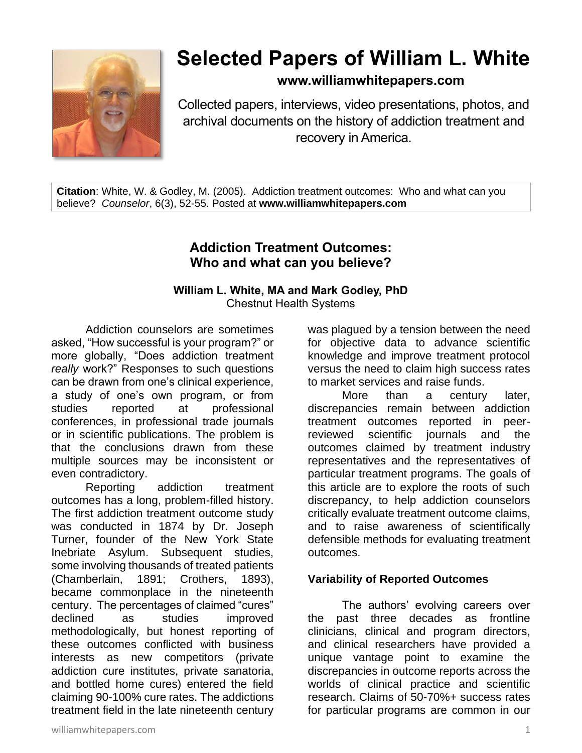# Selected Papers of William L. White

**www.williamwhitepapers.com**

Collected papers, interviews, video presentations, photos, and archival documents on the history of addiction treatment and recovery in America.

**Citation**: White, W. & Godley, M. (2005). Addiction treatment outcomes: Who and what can you believe? *Counselor*, 6(3), 52-55. Posted at **www.williamwhitepapers.com**

## Addiction Treatment Outcomes: Who and what can you believe?

**William L. White, MA and Mark Godley, PhD**
Chestnut Health Systems

Addiction counselors are sometimes asked, "How successful is your program?" or more globally, "Does addiction treatment *really* work?" Responses to such questions can be drawn from one's clinical experience, a study of one's own program, or from studies reported at professional conferences, in professional trade journals or in scientific publications. The problem is that the conclusions drawn from these multiple sources may be inconsistent or even contradictory.

Reporting addiction treatment outcomes has a long, problem-filled history. The first addiction treatment outcome study was conducted in 1874 by Dr. Joseph Turner, founder of the New York State Inebriate Asylum. Subsequent studies, some involving thousands of treated patients (Chamberlain, 1891; Crothers, 1893), became commonplace in the nineteenth century. The percentages of claimed "cures" declined as studies improved methodologically, but honest reporting of these outcomes conflicted with business interests as new competitors (private addiction cure institutes, private sanatoria, and bottled home cures) entered the field claiming 90-100% cure rates. The addictions treatment field in the late nineteenth century was plagued by a tension between the need for objective data to advance scientific knowledge and improve treatment protocol versus the need to claim high success rates to market services and raise funds.

More than a century later, discrepancies remain between addiction treatment outcomes reported in peer-reviewed scientific journals and the outcomes claimed by treatment industry representatives and the representatives of particular treatment programs. The goals of this article are to explore the roots of such discrepancy, to help addiction counselors critically evaluate treatment outcome claims, and to raise awareness of scientifically defensible methods for evaluating treatment outcomes.

### Variability of Reported Outcomes

The authors' evolving careers over the past three decades as frontline clinicians, clinical and program directors, and clinical researchers have provided a unique vantage point to examine the discrepancies in outcome reports across the worlds of clinical practice and scientific research. Claims of 50-70%+ success rates for particular programs are common in our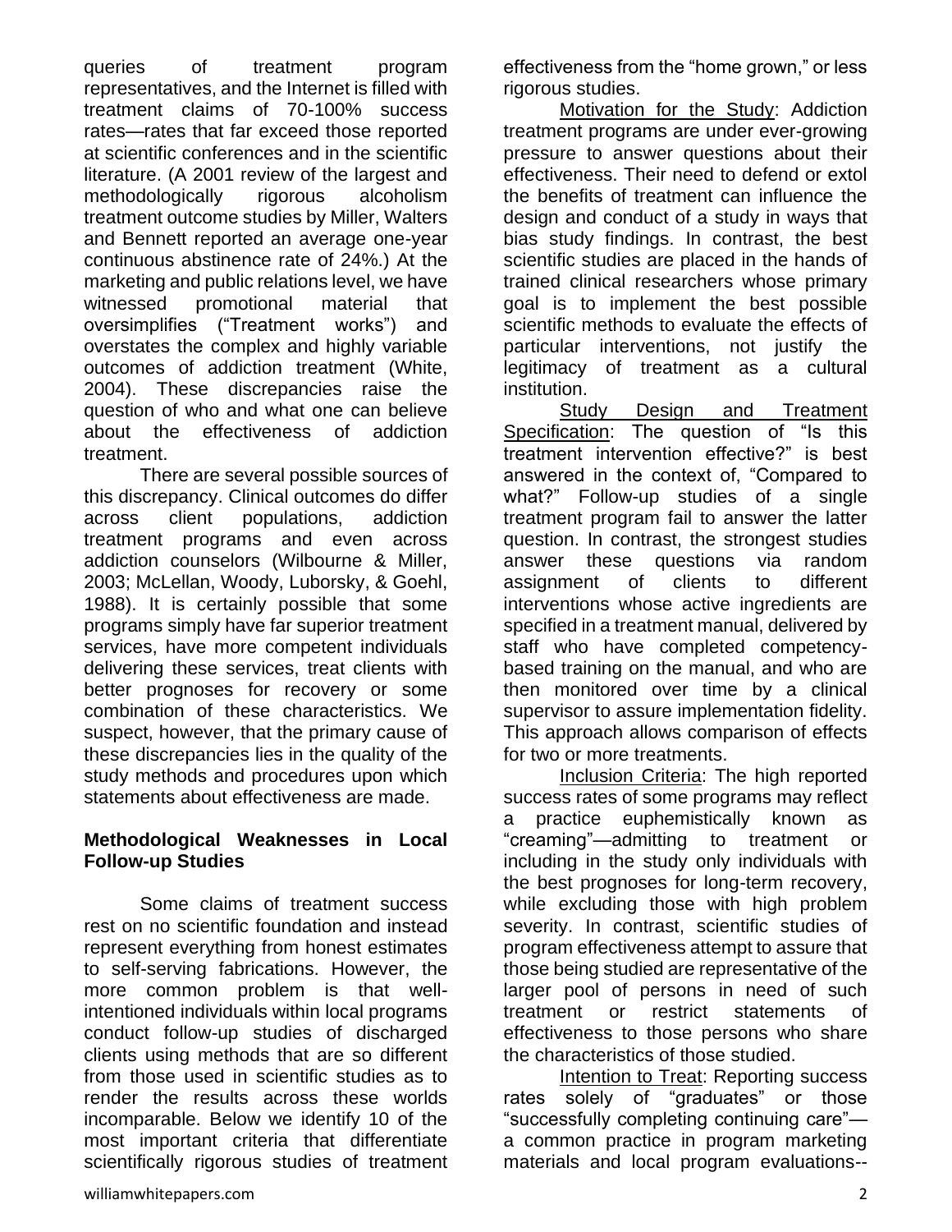queries of treatment program representatives, and the Internet is filled with treatment claims of 70-100% success rates—rates that far exceed those reported at scientific conferences and in the scientific literature. (A 2001 review of the largest and methodologically rigorous alcoholism treatment outcome studies by Miller, Walters and Bennett reported an average one-year continuous abstinence rate of 24%.) At the marketing and public relations level, we have witnessed promotional material that oversimplifies ("Treatment works") and overstates the complex and highly variable outcomes of addiction treatment (White, 2004). These discrepancies raise the question of who and what one can believe about the effectiveness of addiction treatment.

There are several possible sources of this discrepancy. Clinical outcomes do differ across client populations, addiction treatment programs and even across addiction counselors (Wilbourne & Miller, 2003; McLellan, Woody, Luborsky, & Goehl, 1988). It is certainly possible that some programs simply have far superior treatment services, have more competent individuals delivering these services, treat clients with better prognoses for recovery or some combination of these characteristics. We suspect, however, that the primary cause of these discrepancies lies in the quality of the study methods and procedures upon which statements about effectiveness are made.

## Methodological Weaknesses in Local Follow-up Studies

Some claims of treatment success rest on no scientific foundation and instead represent everything from honest estimates to self-serving fabrications. However, the more common problem is that well-intentioned individuals within local programs conduct follow-up studies of discharged clients using methods that are so different from those used in scientific studies as to render the results across these worlds incomparable. Below we identify 10 of the most important criteria that differentiate scientifically rigorous studies of treatment effectiveness from the "home grown," or less rigorous studies.

Motivation for the Study: Addiction treatment programs are under ever-growing pressure to answer questions about their effectiveness. Their need to defend or extol the benefits of treatment can influence the design and conduct of a study in ways that bias study findings. In contrast, the best scientific studies are placed in the hands of trained clinical researchers whose primary goal is to implement the best possible scientific methods to evaluate the effects of particular interventions, not justify the legitimacy of treatment as a cultural institution.

Study Design and Treatment Specification: The question of "Is this treatment intervention effective?" is best answered in the context of, "Compared to what?" Follow-up studies of a single treatment program fail to answer the latter question. In contrast, the strongest studies answer these questions via random assignment of clients to different interventions whose active ingredients are specified in a treatment manual, delivered by staff who have completed competency-based training on the manual, and who are then monitored over time by a clinical supervisor to assure implementation fidelity. This approach allows comparison of effects for two or more treatments.

Inclusion Criteria: The high reported success rates of some programs may reflect a practice euphemistically known as "creaming"—admitting to treatment or including in the study only individuals with the best prognoses for long-term recovery, while excluding those with high problem severity. In contrast, scientific studies of program effectiveness attempt to assure that those being studied are representative of the larger pool of persons in need of such treatment or restrict statements of effectiveness to those persons who share the characteristics of those studied.

Intention to Treat: Reporting success rates solely of "graduates" or those "successfully completing continuing care"—a common practice in program marketing materials and local program evaluations--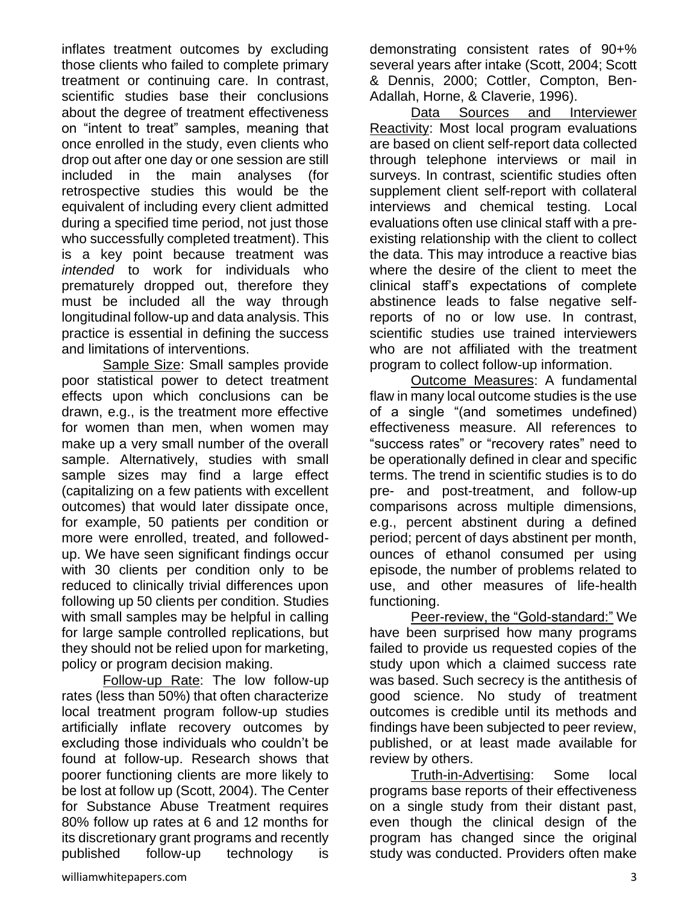inflates treatment outcomes by excluding those clients who failed to complete primary treatment or continuing care. In contrast, scientific studies base their conclusions about the degree of treatment effectiveness on "intent to treat" samples, meaning that once enrolled in the study, even clients who drop out after one day or one session are still included in the main analyses (for retrospective studies this would be the equivalent of including every client admitted during a specified time period, not just those who successfully completed treatment). This is a key point because treatment was *intended* to work for individuals who prematurely dropped out, therefore they must be included all the way through longitudinal follow-up and data analysis. This practice is essential in defining the success and limitations of interventions.

Sample Size: Small samples provide poor statistical power to detect treatment effects upon which conclusions can be drawn, e.g., is the treatment more effective for women than men, when women may make up a very small number of the overall sample. Alternatively, studies with small sample sizes may find a large effect (capitalizing on a few patients with excellent outcomes) that would later dissipate once, for example, 50 patients per condition or more were enrolled, treated, and followed-up. We have seen significant findings occur with 30 clients per condition only to be reduced to clinically trivial differences upon following up 50 clients per condition. Studies with small samples may be helpful in calling for large sample controlled replications, but they should not be relied upon for marketing, policy or program decision making.

Follow-up Rate: The low follow-up rates (less than 50%) that often characterize local treatment program follow-up studies artificially inflate recovery outcomes by excluding those individuals who couldn't be found at follow-up. Research shows that poorer functioning clients are more likely to be lost at follow up (Scott, 2004). The Center for Substance Abuse Treatment requires 80% follow up rates at 6 and 12 months for its discretionary grant programs and recently published follow-up technology is demonstrating consistent rates of 90+% several years after intake (Scott, 2004; Scott & Dennis, 2000; Cottler, Compton, Ben-Adallah, Horne, & Claverie, 1996).

Data Sources and Interviewer Reactivity: Most local program evaluations are based on client self-report data collected through telephone interviews or mail in surveys. In contrast, scientific studies often supplement client self-report with collateral interviews and chemical testing. Local evaluations often use clinical staff with a pre-existing relationship with the client to collect the data. This may introduce a reactive bias where the desire of the client to meet the clinical staff's expectations of complete abstinence leads to false negative self-reports of no or low use. In contrast, scientific studies use trained interviewers who are not affiliated with the treatment program to collect follow-up information.

Outcome Measures: A fundamental flaw in many local outcome studies is the use of a single "(and sometimes undefined) effectiveness measure. All references to "success rates" or "recovery rates" need to be operationally defined in clear and specific terms. The trend in scientific studies is to do pre- and post-treatment, and follow-up comparisons across multiple dimensions, e.g., percent abstinent during a defined period; percent of days abstinent per month, ounces of ethanol consumed per using episode, the number of problems related to use, and other measures of life-health functioning.

Peer-review, the "Gold-standard:" We have been surprised how many programs failed to provide us requested copies of the study upon which a claimed success rate was based. Such secrecy is the antithesis of good science. No study of treatment outcomes is credible until its methods and findings have been subjected to peer review, published, or at least made available for review by others.

Truth-in-Advertising: Some local programs base reports of their effectiveness on a single study from their distant past, even though the clinical design of the program has changed since the original study was conducted. Providers often make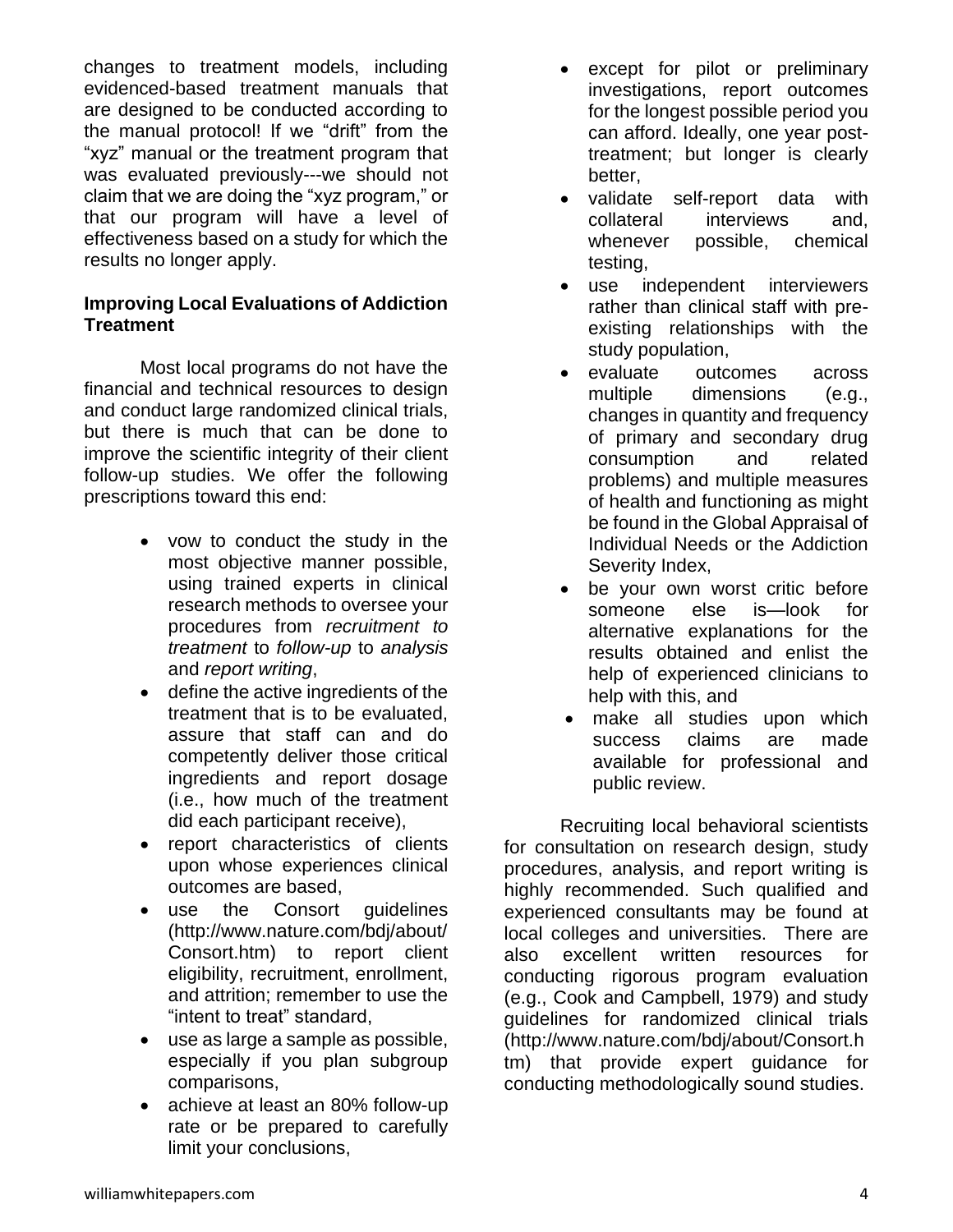changes to treatment models, including evidenced-based treatment manuals that are designed to be conducted according to the manual protocol! If we "drift" from the "xyz" manual or the treatment program that was evaluated previously---we should not claim that we are doing the "xyz program," or that our program will have a level of effectiveness based on a study for which the results no longer apply.

**Improving Local Evaluations of Addiction Treatment**

Most local programs do not have the financial and technical resources to design and conduct large randomized clinical trials, but there is much that can be done to improve the scientific integrity of their client follow-up studies. We offer the following prescriptions toward this end:

- vow to conduct the study in the most objective manner possible, using trained experts in clinical research methods to oversee your procedures from *recruitment to treatment* to *follow-up* to *analysis* and *report writing*,
- define the active ingredients of the treatment that is to be evaluated, assure that staff can and do competently deliver those critical ingredients and report dosage (i.e., how much of the treatment did each participant receive),
- report characteristics of clients upon whose experiences clinical outcomes are based,
- use the Consort guidelines (http://www.nature.com/bdj/about/Consort.htm) to report client eligibility, recruitment, enrollment, and attrition; remember to use the "intent to treat" standard,
- use as large a sample as possible, especially if you plan subgroup comparisons,
- achieve at least an 80% follow-up rate or be prepared to carefully limit your conclusions,
- except for pilot or preliminary investigations, report outcomes for the longest possible period you can afford. Ideally, one year post-treatment; but longer is clearly better,
- validate self-report data with collateral interviews and, whenever possible, chemical testing,
- use independent interviewers rather than clinical staff with pre-existing relationships with the study population,
- evaluate outcomes across multiple dimensions (e.g., changes in quantity and frequency of primary and secondary drug consumption and related problems) and multiple measures of health and functioning as might be found in the Global Appraisal of Individual Needs or the Addiction Severity Index,
- be your own worst critic before someone else is—look for alternative explanations for the results obtained and enlist the help of experienced clinicians to help with this, and
- make all studies upon which success claims are made available for professional and public review.

Recruiting local behavioral scientists for consultation on research design, study procedures, analysis, and report writing is highly recommended. Such qualified and experienced consultants may be found at local colleges and universities. There are also excellent written resources for conducting rigorous program evaluation (e.g., Cook and Campbell, 1979) and study guidelines for randomized clinical trials (http://www.nature.com/bdj/about/Consort.htm) that provide expert guidance for conducting methodologically sound studies.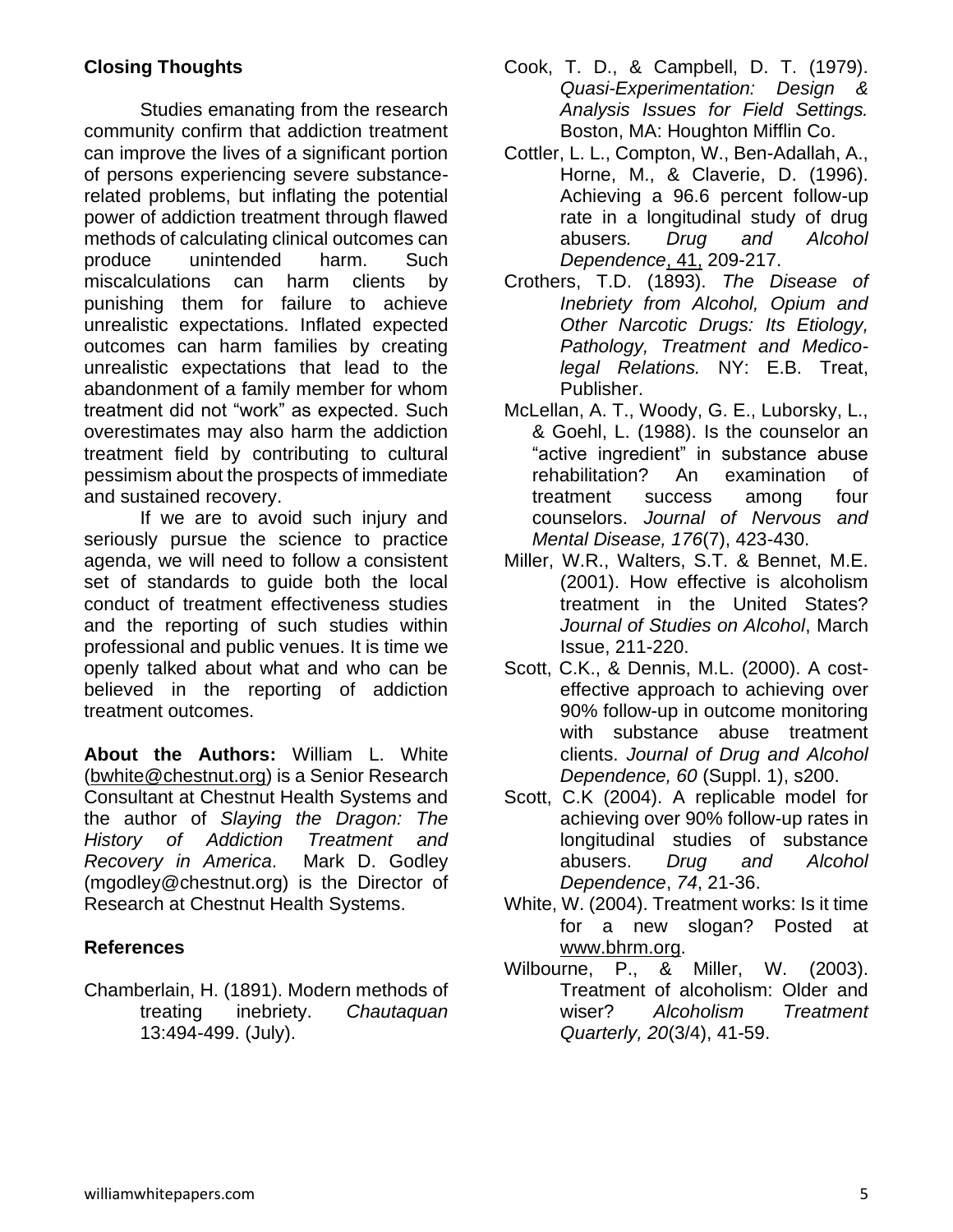## Closing Thoughts

Studies emanating from the research community confirm that addiction treatment can improve the lives of a significant portion of persons experiencing severe substance-related problems, but inflating the potential power of addiction treatment through flawed methods of calculating clinical outcomes can produce unintended harm. Such miscalculations can harm clients by punishing them for failure to achieve unrealistic expectations. Inflated expected outcomes can harm families by creating unrealistic expectations that lead to the abandonment of a family member for whom treatment did not "work" as expected. Such overestimates may also harm the addiction treatment field by contributing to cultural pessimism about the prospects of immediate and sustained recovery.

If we are to avoid such injury and seriously pursue the science to practice agenda, we will need to follow a consistent set of standards to guide both the local conduct of treatment effectiveness studies and the reporting of such studies within professional and public venues. It is time we openly talked about what and who can be believed in the reporting of addiction treatment outcomes.

**About the Authors:** William L. White (bwhite@chestnut.org) is a Senior Research Consultant at Chestnut Health Systems and the author of *Slaying the Dragon: The History of Addiction Treatment and Recovery in America*. Mark D. Godley (mgodley@chestnut.org) is the Director of Research at Chestnut Health Systems.

## References

Chamberlain, H. (1891). Modern methods of treating inebriety. *Chautaquan* 13:494-499. (July).

Cook, T. D., & Campbell, D. T. (1979). *Quasi-Experimentation: Design & Analysis Issues for Field Settings.* Boston, MA: Houghton Mifflin Co.

Cottler, L. L., Compton, W., Ben-Adallah, A., Horne, M., & Claverie, D. (1996). Achieving a 96.6 percent follow-up rate in a longitudinal study of drug abusers*. Drug and Alcohol Dependence*, 41, 209-217.

Crothers, T.D. (1893). *The Disease of Inebriety from Alcohol, Opium and Other Narcotic Drugs: Its Etiology, Pathology, Treatment and Medico-legal Relations.* NY: E.B. Treat, Publisher.

McLellan, A. T., Woody, G. E., Luborsky, L., & Goehl, L. (1988). Is the counselor an "active ingredient" in substance abuse rehabilitation? An examination of treatment success among four counselors. *Journal of Nervous and Mental Disease, 176*(7), 423-430.

Miller, W.R., Walters, S.T. & Bennet, M.E. (2001). How effective is alcoholism treatment in the United States? *Journal of Studies on Alcohol*, March Issue, 211-220.

Scott, C.K., & Dennis, M.L. (2000). A cost-effective approach to achieving over 90% follow-up in outcome monitoring with substance abuse treatment clients. *Journal of Drug and Alcohol Dependence, 60* (Suppl. 1), s200.

Scott, C.K (2004). A replicable model for achieving over 90% follow-up rates in longitudinal studies of substance abusers. *Drug and Alcohol Dependence*, *74*, 21-36.

White, W. (2004). Treatment works: Is it time for a new slogan? Posted at www.bhrm.org.

Wilbourne, P., & Miller, W. (2003). Treatment of alcoholism: Older and wiser? *Alcoholism Treatment Quarterly, 20*(3/4), 41-59.